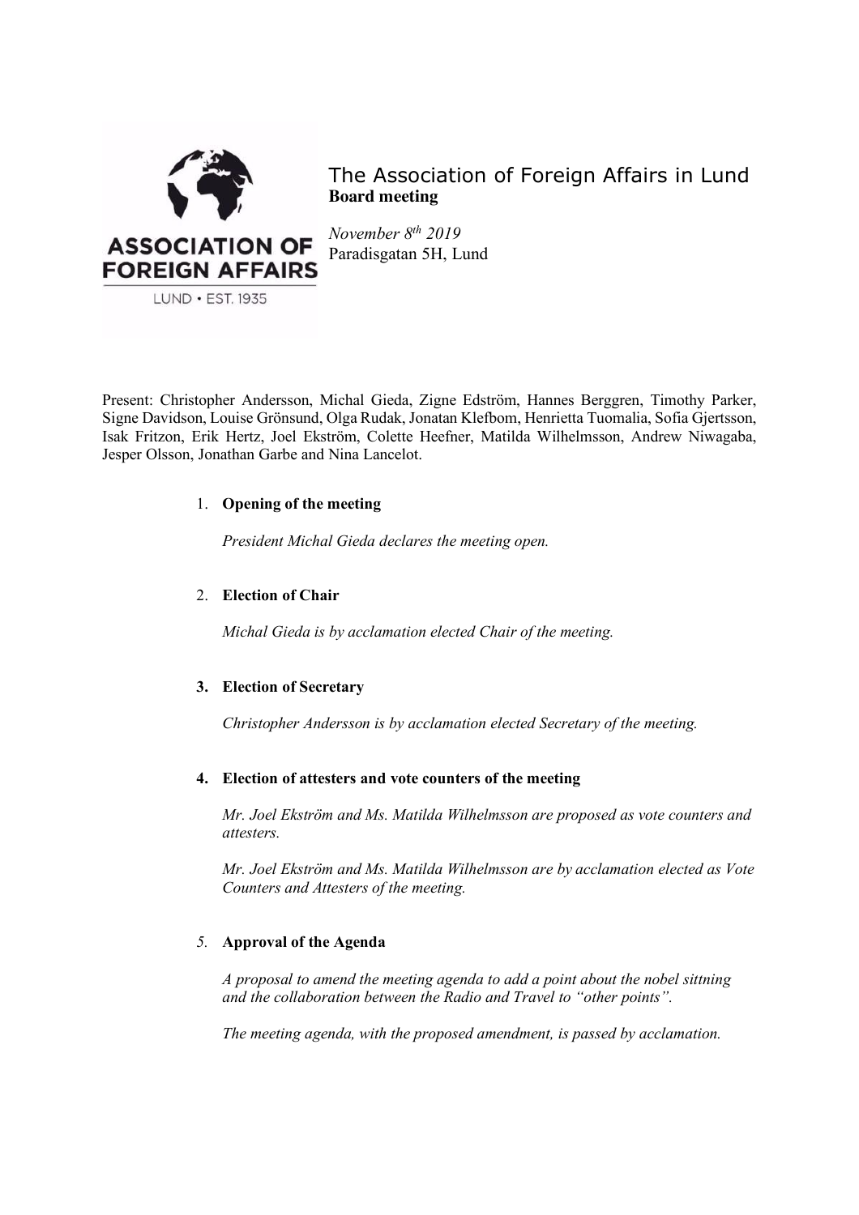# The Association of Foreign Affairs in Lund

**Board meeting**

*November 8th 2019*
Paradisgatan 5H, Lund

Present: Christopher Andersson, Michal Gieda, Zigne Edström, Hannes Berggren, Timothy Parker, Signe Davidson, Louise Grönsund, Olga Rudak, Jonatan Klefbom, Henrietta Tuomalia, Sofia Gjertsson, Isak Fritzon, Erik Hertz, Joel Ekström, Colette Heefner, Matilda Wilhelmsson, Andrew Niwagaba, Jesper Olsson, Jonathan Garbe and Nina Lancelot.

1. **Opening of the meeting**

   *President Michal Gieda declares the meeting open.*

2. **Election of Chair**

   *Michal Gieda is by acclamation elected Chair of the meeting.*

3. **Election of Secretary**

   *Christopher Andersson is by acclamation elected Secretary of the meeting.*

4. **Election of attesters and vote counters of the meeting**

   *Mr. Joel Ekström and Ms. Matilda Wilhelmsson are proposed as vote counters and attesters.*

   *Mr. Joel Ekström and Ms. Matilda Wilhelmsson are by acclamation elected as Vote Counters and Attesters of the meeting.*

5. **Approval of the Agenda**

   *A proposal to amend the meeting agenda to add a point about the nobel sittning and the collaboration between the Radio and Travel to "other points".*

   *The meeting agenda, with the proposed amendment, is passed by acclamation.*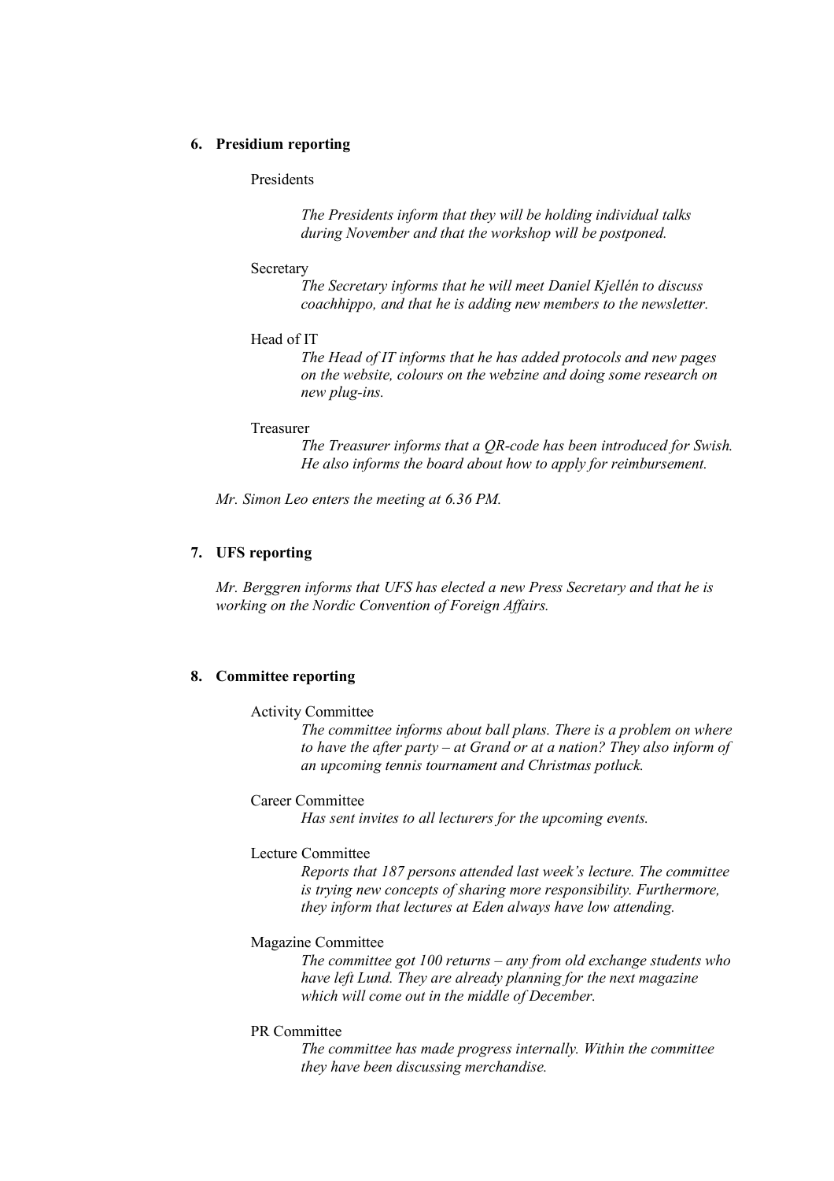## 6. Presidium reporting

Presidents

*The Presidents inform that they will be holding individual talks during November and that the workshop will be postponed.*

Secretary

*The Secretary informs that he will meet Daniel Kjellén to discuss coachhippo, and that he is adding new members to the newsletter.*

Head of IT

*The Head of IT informs that he has added protocols and new pages on the website, colours on the webzine and doing some research on new plug-ins.*

Treasurer

*The Treasurer informs that a QR-code has been introduced for Swish. He also informs the board about how to apply for reimbursement.*

*Mr. Simon Leo enters the meeting at 6.36 PM.*

## 7. UFS reporting

*Mr. Berggren informs that UFS has elected a new Press Secretary and that he is working on the Nordic Convention of Foreign Affairs.*

## 8. Committee reporting

Activity Committee

*The committee informs about ball plans. There is a problem on where to have the after party – at Grand or at a nation? They also inform of an upcoming tennis tournament and Christmas potluck.*

Career Committee

*Has sent invites to all lecturers for the upcoming events.*

Lecture Committee

*Reports that 187 persons attended last week's lecture. The committee is trying new concepts of sharing more responsibility. Furthermore, they inform that lectures at Eden always have low attending.*

Magazine Committee

*The committee got 100 returns – any from old exchange students who have left Lund. They are already planning for the next magazine which will come out in the middle of December.*

PR Committee

*The committee has made progress internally. Within the committee they have been discussing merchandise.*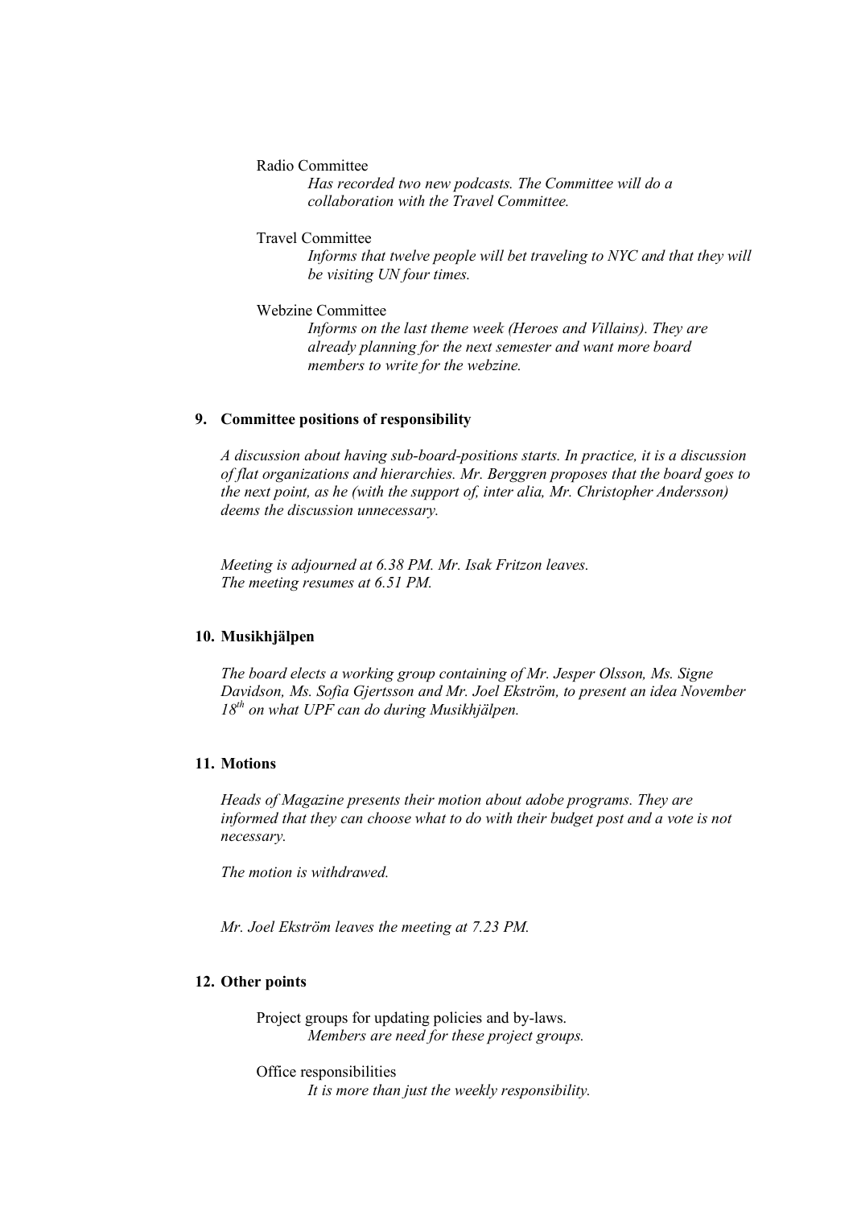Radio Committee

*Has recorded two new podcasts. The Committee will do a collaboration with the Travel Committee.*

Travel Committee

*Informs that twelve people will bet traveling to NYC and that they will be visiting UN four times.*

Webzine Committee

*Informs on the last theme week (Heroes and Villains). They are already planning for the next semester and want more board members to write for the webzine.*

### 9. Committee positions of responsibility

*A discussion about having sub-board-positions starts. In practice, it is a discussion of flat organizations and hierarchies. Mr. Berggren proposes that the board goes to the next point, as he (with the support of, inter alia, Mr. Christopher Andersson) deems the discussion unnecessary.*

*Meeting is adjourned at 6.38 PM. Mr. Isak Fritzon leaves.*
*The meeting resumes at 6.51 PM.*

### 10. Musikhjälpen

*The board elects a working group containing of Mr. Jesper Olsson, Ms. Signe Davidson, Ms. Sofia Gjertsson and Mr. Joel Ekström, to present an idea November 18th on what UPF can do during Musikhjälpen.*

### 11. Motions

*Heads of Magazine presents their motion about adobe programs. They are informed that they can choose what to do with their budget post and a vote is not necessary.*

*The motion is withdrawed.*

*Mr. Joel Ekström leaves the meeting at 7.23 PM.*

### 12. Other points

Project groups for updating policies and by-laws.

*Members are need for these project groups.*

Office responsibilities

*It is more than just the weekly responsibility.*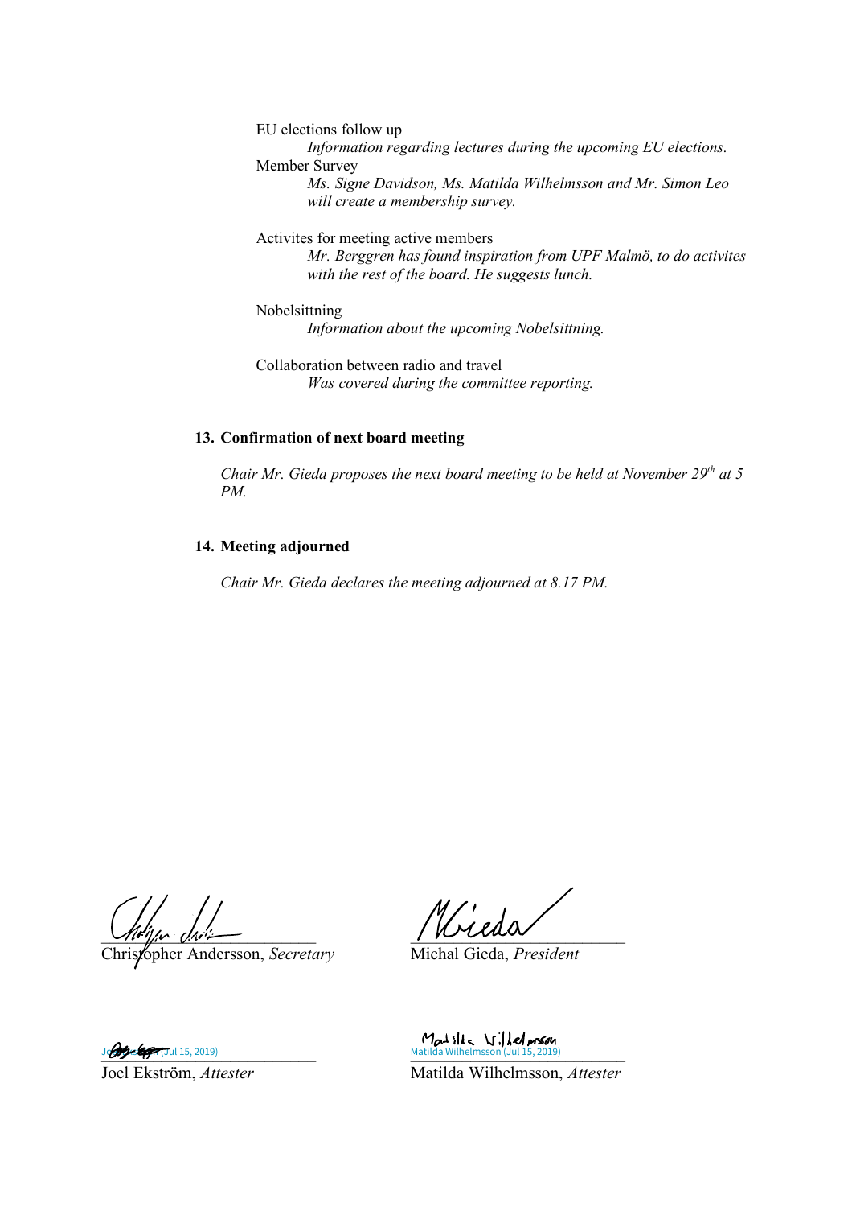EU elections follow up

*Information regarding lectures during the upcoming EU elections.*

Member Survey

*Ms. Signe Davidson, Ms. Matilda Wilhelmsson and Mr. Simon Leo will create a membership survey.*

Activites for meeting active members

*Mr. Berggren has found inspiration from UPF Malmö, to do activites with the rest of the board. He suggests lunch.*

Nobelsittning

*Information about the upcoming Nobelsittning.*

Collaboration between radio and travel

*Was covered during the committee reporting.*

**13. Confirmation of next board meeting**

*Chair Mr. Gieda proposes the next board meeting to be held at November 29th at 5 PM.*

**14. Meeting adjourned**

*Chair Mr. Gieda declares the meeting adjourned at 8.17 PM.*

Christopher Andersson, *Secretary*

Michal Gieda, *President*

Joel Ekström (Jul 15, 2019)

Joel Ekström, *Attester*

Matilda Wilhelmsson (Jul 15, 2019)

Matilda Wilhelmsson, *Attester*